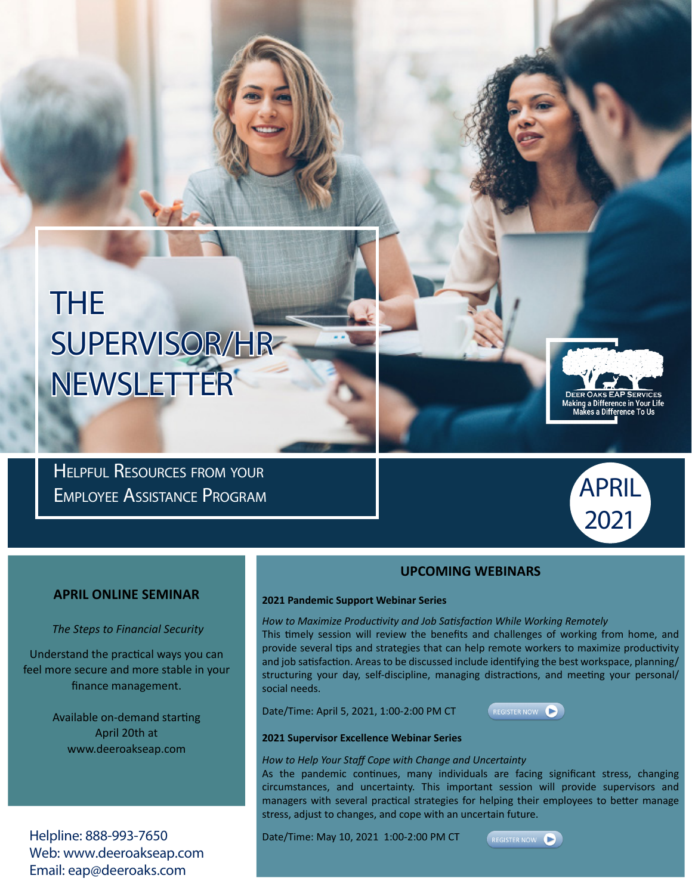# THE SUPERVISOR/HR NEWSLETTER

Deer Oaks EAP Services
Making a Difference in Your Life Makes a Difference To Us

## Helpful Resources from your Employee Assistance Program

APRIL 2021

## APRIL ONLINE SEMINAR

*The Steps to Financial Security*

Understand the practical ways you can feel more secure and more stable in your finance management.

Available on-demand starting April 20th at www.deeroakseap.com

Helpline: 888-993-7650
Web: www.deeroakseap.com
Email: eap@deeroaks.com

## UPCOMING WEBINARS

**2021 Pandemic Support Webinar Series**

*How to Maximize Productivity and Job Satisfaction While Working Remotely*
This timely session will review the benefits and challenges of working from home, and provide several tips and strategies that can help remote workers to maximize productivity and job satisfaction. Areas to be discussed include identifying the best workspace, planning/structuring your day, self-discipline, managing distractions, and meeting your personal/social needs.

Date/Time: April 5, 2021, 1:00-2:00 PM CT

REGISTER NOW

**2021 Supervisor Excellence Webinar Series**

*How to Help Your Staff Cope with Change and Uncertainty*
As the pandemic continues, many individuals are facing significant stress, changing circumstances, and uncertainty. This important session will provide supervisors and managers with several practical strategies for helping their employees to better manage stress, adjust to changes, and cope with an uncertain future.

Date/Time: May 10, 2021 1:00-2:00 PM CT

REGISTER NOW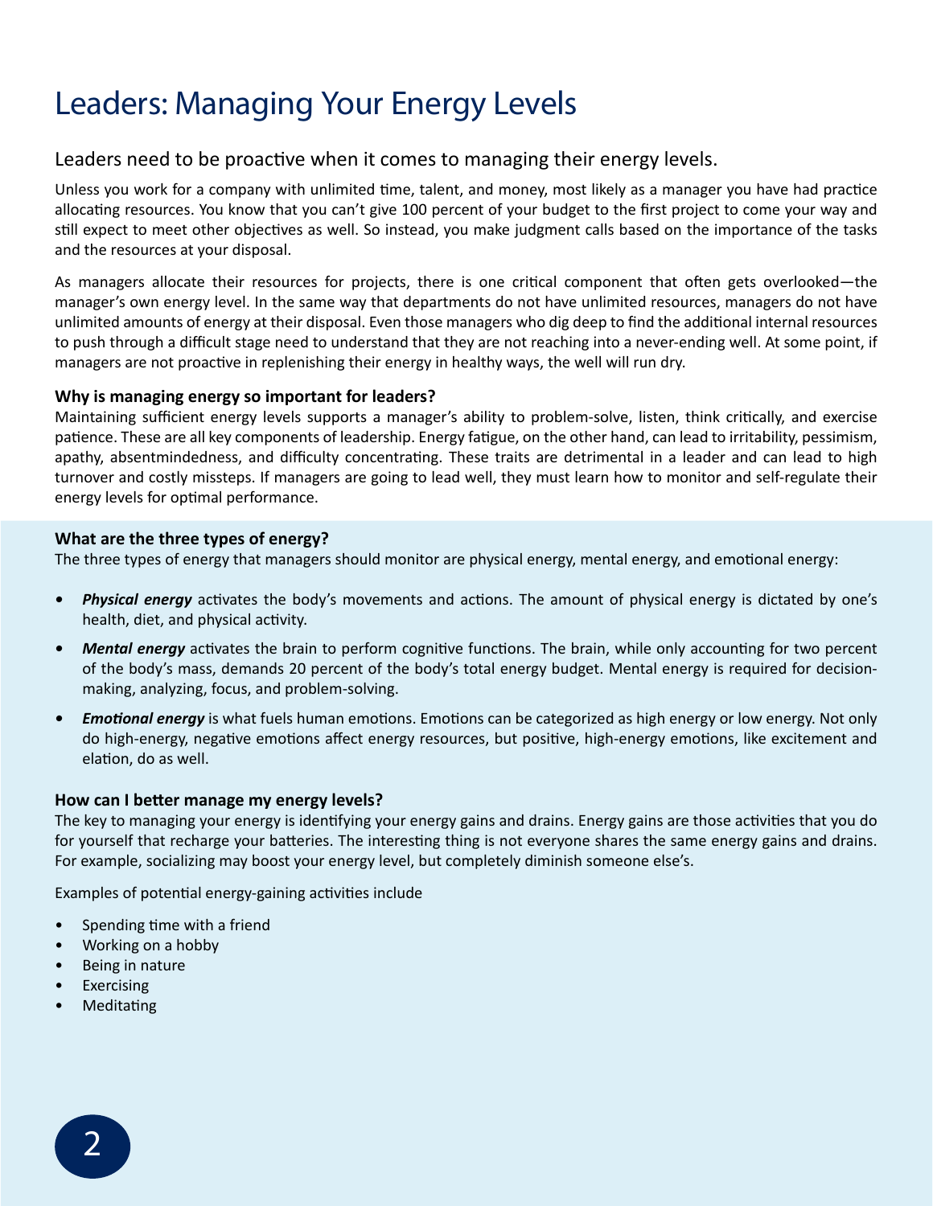# Leaders: Managing Your Energy Levels

## Leaders need to be proactive when it comes to managing their energy levels.

Unless you work for a company with unlimited time, talent, and money, most likely as a manager you have had practice allocating resources. You know that you can't give 100 percent of your budget to the first project to come your way and still expect to meet other objectives as well. So instead, you make judgment calls based on the importance of the tasks and the resources at your disposal.

As managers allocate their resources for projects, there is one critical component that often gets overlooked—the manager's own energy level. In the same way that departments do not have unlimited resources, managers do not have unlimited amounts of energy at their disposal. Even those managers who dig deep to find the additional internal resources to push through a difficult stage need to understand that they are not reaching into a never-ending well. At some point, if managers are not proactive in replenishing their energy in healthy ways, the well will run dry.

### Why is managing energy so important for leaders?

Maintaining sufficient energy levels supports a manager's ability to problem-solve, listen, think critically, and exercise patience. These are all key components of leadership. Energy fatigue, on the other hand, can lead to irritability, pessimism, apathy, absentmindedness, and difficulty concentrating. These traits are detrimental in a leader and can lead to high turnover and costly missteps. If managers are going to lead well, they must learn how to monitor and self-regulate their energy levels for optimal performance.

### What are the three types of energy?

The three types of energy that managers should monitor are physical energy, mental energy, and emotional energy:

- ***Physical energy*** activates the body's movements and actions. The amount of physical energy is dictated by one's health, diet, and physical activity.
- ***Mental energy*** activates the brain to perform cognitive functions. The brain, while only accounting for two percent of the body's mass, demands 20 percent of the body's total energy budget. Mental energy is required for decision-making, analyzing, focus, and problem-solving.
- ***Emotional energy*** is what fuels human emotions. Emotions can be categorized as high energy or low energy. Not only do high-energy, negative emotions affect energy resources, but positive, high-energy emotions, like excitement and elation, do as well.

### How can I better manage my energy levels?

The key to managing your energy is identifying your energy gains and drains. Energy gains are those activities that you do for yourself that recharge your batteries. The interesting thing is not everyone shares the same energy gains and drains. For example, socializing may boost your energy level, but completely diminish someone else's.

Examples of potential energy-gaining activities include

- Spending time with a friend
- Working on a hobby
- Being in nature
- Exercising
- Meditating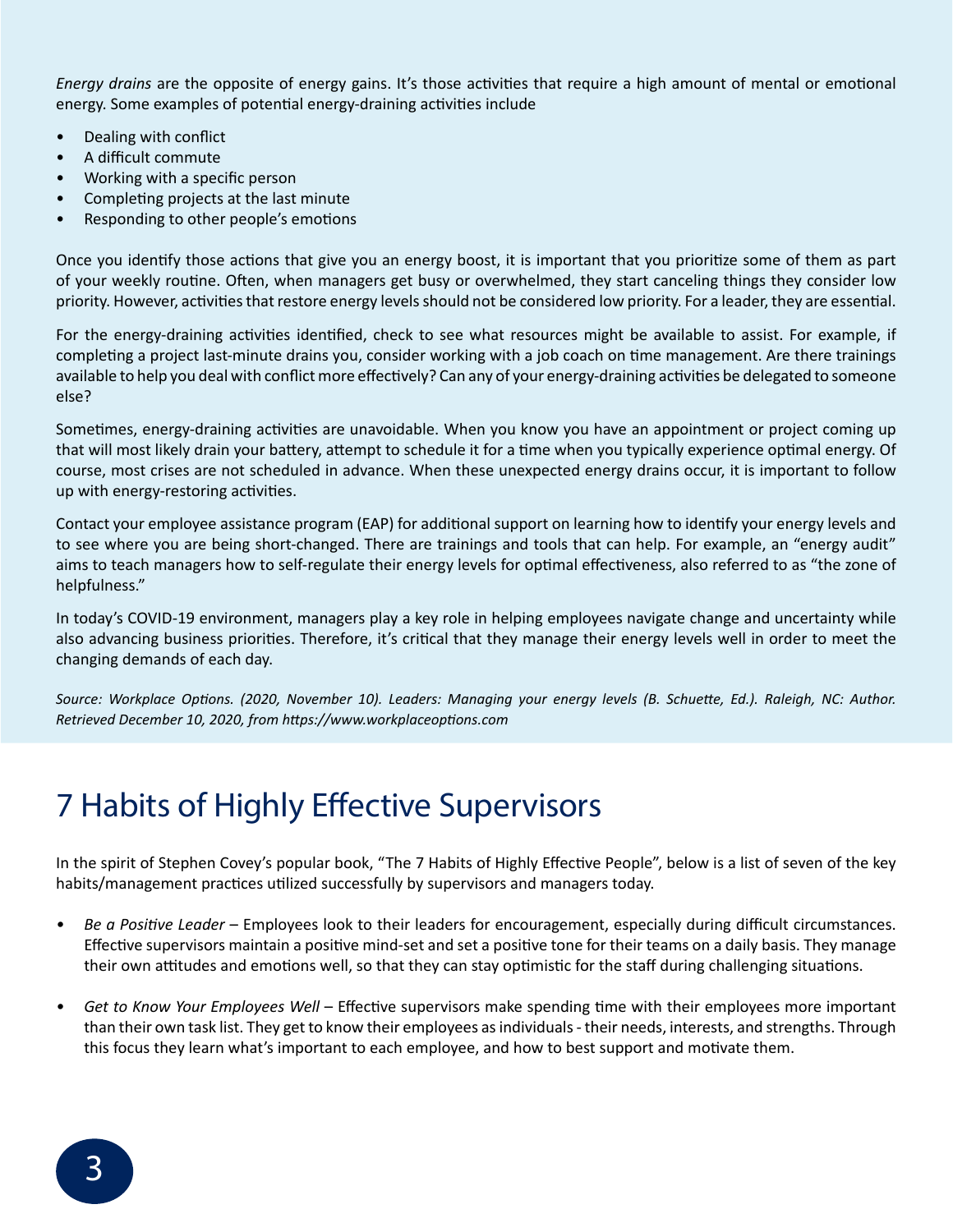*Energy drains* are the opposite of energy gains. It's those activities that require a high amount of mental or emotional energy. Some examples of potential energy-draining activities include

- Dealing with conflict
- A difficult commute
- Working with a specific person
- Completing projects at the last minute
- Responding to other people's emotions

Once you identify those actions that give you an energy boost, it is important that you prioritize some of them as part of your weekly routine. Often, when managers get busy or overwhelmed, they start canceling things they consider low priority. However, activities that restore energy levels should not be considered low priority. For a leader, they are essential.

For the energy-draining activities identified, check to see what resources might be available to assist. For example, if completing a project last-minute drains you, consider working with a job coach on time management. Are there trainings available to help you deal with conflict more effectively? Can any of your energy-draining activities be delegated to someone else?

Sometimes, energy-draining activities are unavoidable. When you know you have an appointment or project coming up that will most likely drain your battery, attempt to schedule it for a time when you typically experience optimal energy. Of course, most crises are not scheduled in advance. When these unexpected energy drains occur, it is important to follow up with energy-restoring activities.

Contact your employee assistance program (EAP) for additional support on learning how to identify your energy levels and to see where you are being short-changed. There are trainings and tools that can help. For example, an "energy audit" aims to teach managers how to self-regulate their energy levels for optimal effectiveness, also referred to as "the zone of helpfulness."

In today's COVID-19 environment, managers play a key role in helping employees navigate change and uncertainty while also advancing business priorities. Therefore, it's critical that they manage their energy levels well in order to meet the changing demands of each day.

*Source: Workplace Options. (2020, November 10). Leaders: Managing your energy levels (B. Schuette, Ed.). Raleigh, NC: Author. Retrieved December 10, 2020, from https://www.workplaceoptions.com*

# 7 Habits of Highly Effective Supervisors

In the spirit of Stephen Covey's popular book, "The 7 Habits of Highly Effective People", below is a list of seven of the key habits/management practices utilized successfully by supervisors and managers today.

- *Be a Positive Leader* – Employees look to their leaders for encouragement, especially during difficult circumstances. Effective supervisors maintain a positive mind-set and set a positive tone for their teams on a daily basis. They manage their own attitudes and emotions well, so that they can stay optimistic for the staff during challenging situations.

- *Get to Know Your Employees Well* – Effective supervisors make spending time with their employees more important than their own task list. They get to know their employees as individuals - their needs, interests, and strengths. Through this focus they learn what's important to each employee, and how to best support and motivate them.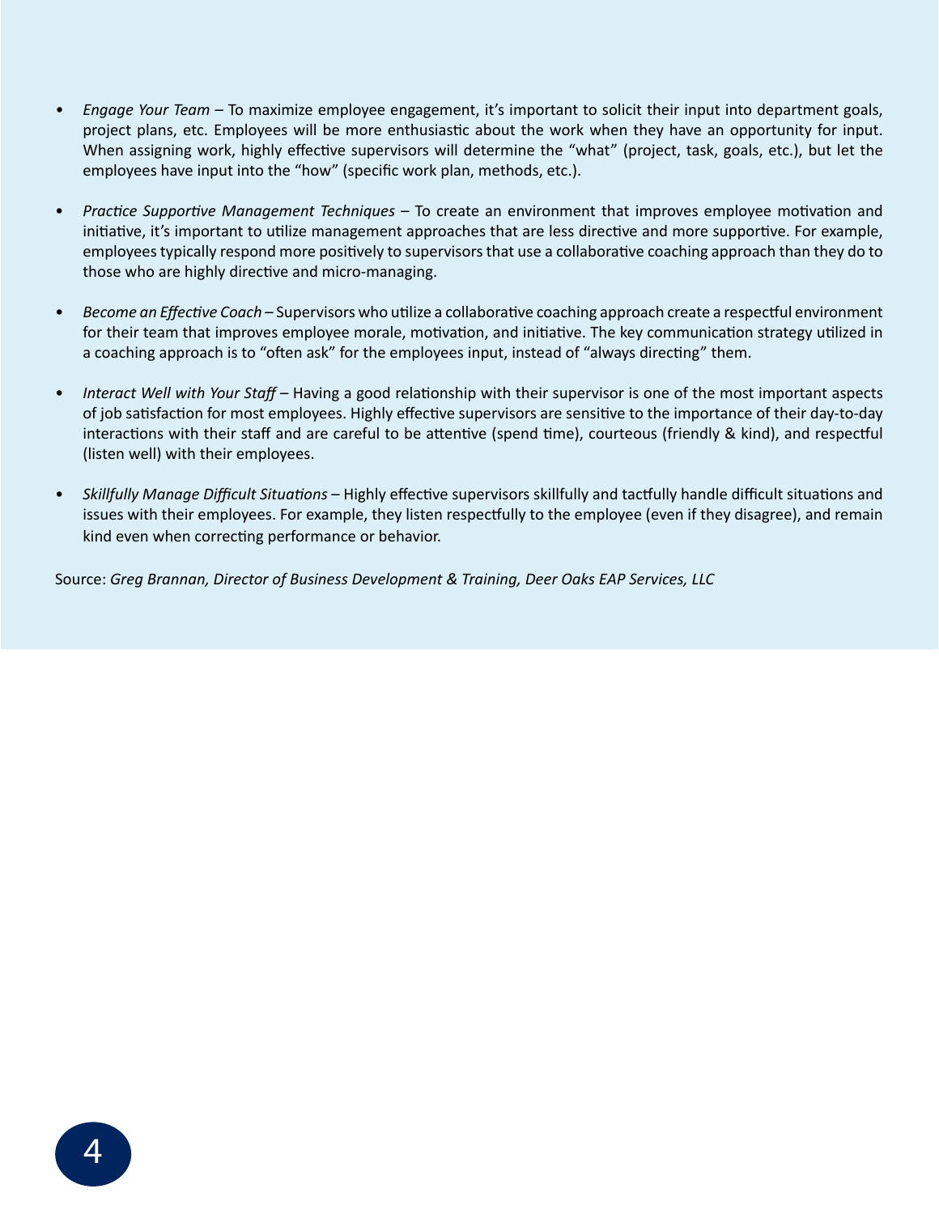- *Engage Your Team* – To maximize employee engagement, it's important to solicit their input into department goals, project plans, etc. Employees will be more enthusiastic about the work when they have an opportunity for input. When assigning work, highly effective supervisors will determine the "what" (project, task, goals, etc.), but let the employees have input into the "how" (specific work plan, methods, etc.).

- *Practice Supportive Management Techniques* – To create an environment that improves employee motivation and initiative, it's important to utilize management approaches that are less directive and more supportive. For example, employees typically respond more positively to supervisors that use a collaborative coaching approach than they do to those who are highly directive and micro-managing.

- *Become an Effective Coach* – Supervisors who utilize a collaborative coaching approach create a respectful environment for their team that improves employee morale, motivation, and initiative. The key communication strategy utilized in a coaching approach is to "often ask" for the employees input, instead of "always directing" them.

- *Interact Well with Your Staff* – Having a good relationship with their supervisor is one of the most important aspects of job satisfaction for most employees. Highly effective supervisors are sensitive to the importance of their day-to-day interactions with their staff and are careful to be attentive (spend time), courteous (friendly & kind), and respectful (listen well) with their employees.

- *Skillfully Manage Difficult Situations* – Highly effective supervisors skillfully and tactfully handle difficult situations and issues with their employees. For example, they listen respectfully to the employee (even if they disagree), and remain kind even when correcting performance or behavior.

Source: *Greg Brannan, Director of Business Development & Training, Deer Oaks EAP Services, LLC*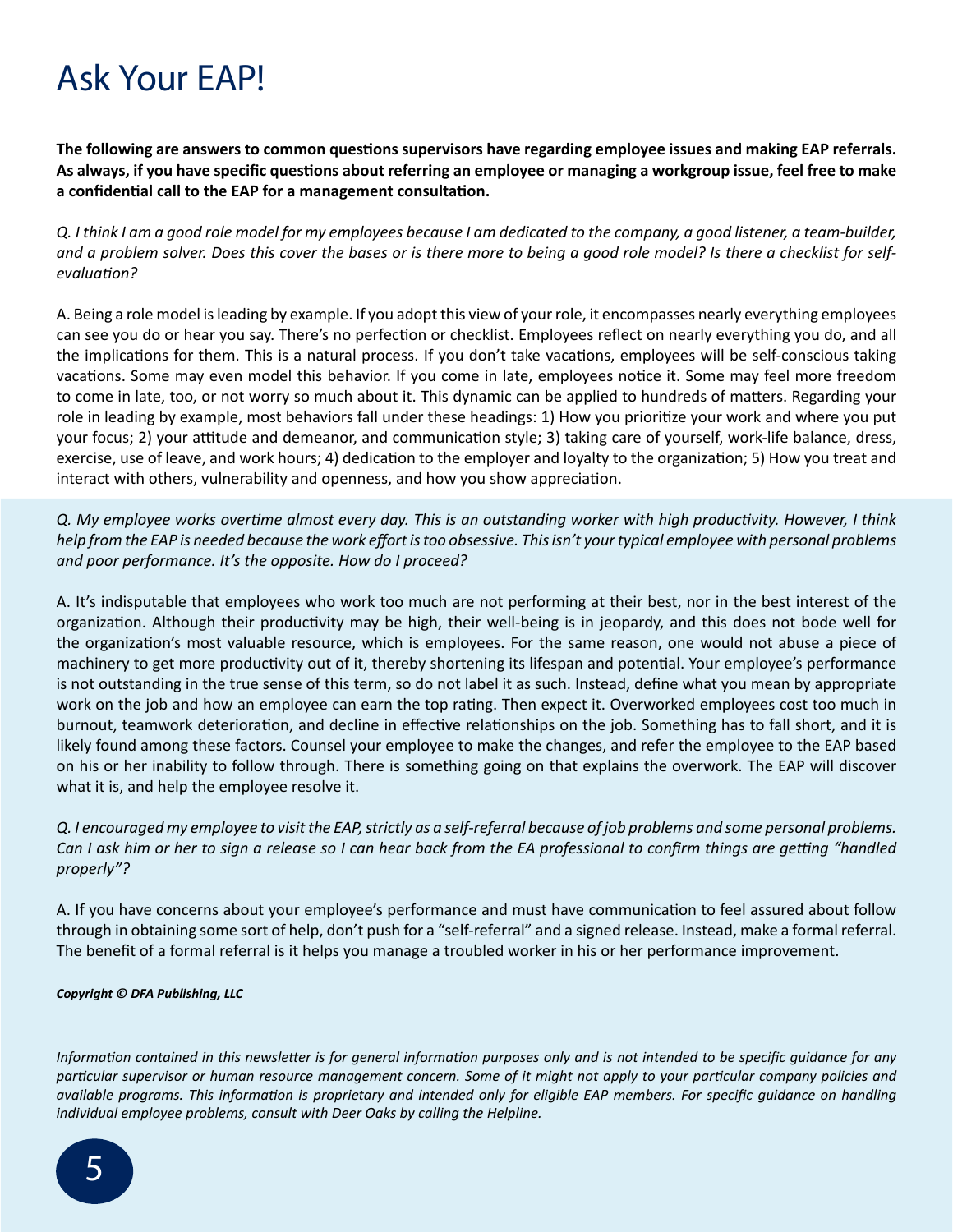# Ask Your EAP!

**The following are answers to common questions supervisors have regarding employee issues and making EAP referrals. As always, if you have specific questions about referring an employee or managing a workgroup issue, feel free to make a confidential call to the EAP for a management consultation.**

*Q. I think I am a good role model for my employees because I am dedicated to the company, a good listener, a team-builder, and a problem solver. Does this cover the bases or is there more to being a good role model? Is there a checklist for self-evaluation?*

A. Being a role model is leading by example. If you adopt this view of your role, it encompasses nearly everything employees can see you do or hear you say. There's no perfection or checklist. Employees reflect on nearly everything you do, and all the implications for them. This is a natural process. If you don't take vacations, employees will be self-conscious taking vacations. Some may even model this behavior. If you come in late, employees notice it. Some may feel more freedom to come in late, too, or not worry so much about it. This dynamic can be applied to hundreds of matters. Regarding your role in leading by example, most behaviors fall under these headings: 1) How you prioritize your work and where you put your focus; 2) your attitude and demeanor, and communication style; 3) taking care of yourself, work-life balance, dress, exercise, use of leave, and work hours; 4) dedication to the employer and loyalty to the organization; 5) How you treat and interact with others, vulnerability and openness, and how you show appreciation.

*Q. My employee works overtime almost every day. This is an outstanding worker with high productivity. However, I think help from the EAP is needed because the work effort is too obsessive. This isn't your typical employee with personal problems and poor performance. It's the opposite. How do I proceed?*

A. It's indisputable that employees who work too much are not performing at their best, nor in the best interest of the organization. Although their productivity may be high, their well-being is in jeopardy, and this does not bode well for the organization's most valuable resource, which is employees. For the same reason, one would not abuse a piece of machinery to get more productivity out of it, thereby shortening its lifespan and potential. Your employee's performance is not outstanding in the true sense of this term, so do not label it as such. Instead, define what you mean by appropriate work on the job and how an employee can earn the top rating. Then expect it. Overworked employees cost too much in burnout, teamwork deterioration, and decline in effective relationships on the job. Something has to fall short, and it is likely found among these factors. Counsel your employee to make the changes, and refer the employee to the EAP based on his or her inability to follow through. There is something going on that explains the overwork. The EAP will discover what it is, and help the employee resolve it.

*Q. I encouraged my employee to visit the EAP, strictly as a self-referral because of job problems and some personal problems. Can I ask him or her to sign a release so I can hear back from the EA professional to confirm things are getting "handled properly"?*

A. If you have concerns about your employee's performance and must have communication to feel assured about follow through in obtaining some sort of help, don't push for a "self-referral" and a signed release. Instead, make a formal referral. The benefit of a formal referral is it helps you manage a troubled worker in his or her performance improvement.

***Copyright © DFA Publishing, LLC***

*Information contained in this newsletter is for general information purposes only and is not intended to be specific guidance for any particular supervisor or human resource management concern. Some of it might not apply to your particular company policies and available programs. This information is proprietary and intended only for eligible EAP members. For specific guidance on handling individual employee problems, consult with Deer Oaks by calling the Helpline.*